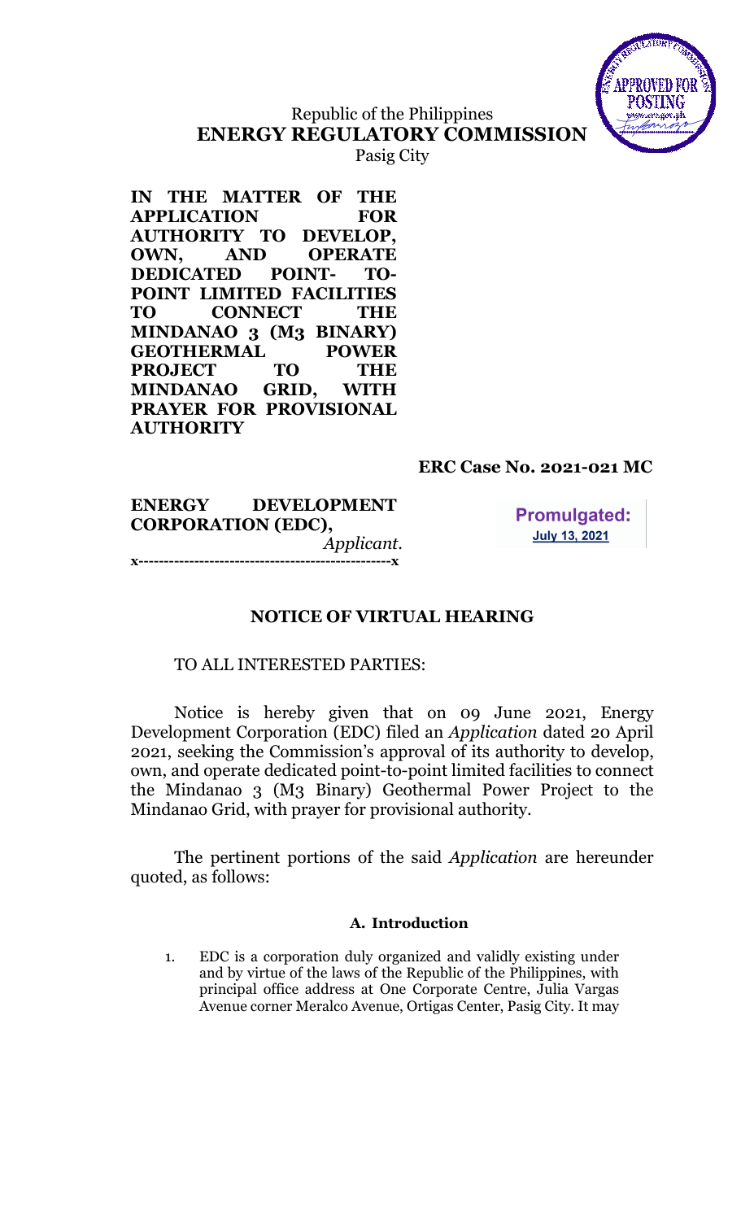Republic of the Philippines
**ENERGY REGULATORY COMMISSION**
Pasig City

**IN THE MATTER OF THE APPLICATION FOR AUTHORITY TO DEVELOP, OWN, AND OPERATE DEDICATED POINT- TO-POINT LIMITED FACILITIES TO CONNECT THE MINDANAO 3 (M3 BINARY) GEOTHERMAL POWER PROJECT TO THE MINDANAO GRID, WITH PRAYER FOR PROVISIONAL AUTHORITY**

**ERC Case No. 2021-021 MC**

**ENERGY DEVELOPMENT CORPORATION (EDC),**
*Applicant.*
x-------------------------------------------------x

**Promulgated:**
**July 13, 2021**

## NOTICE OF VIRTUAL HEARING

TO ALL INTERESTED PARTIES:

Notice is hereby given that on 09 June 2021, Energy Development Corporation (EDC) filed an *Application* dated 20 April 2021, seeking the Commission's approval of its authority to develop, own, and operate dedicated point-to-point limited facilities to connect the Mindanao 3 (M3 Binary) Geothermal Power Project to the Mindanao Grid, with prayer for provisional authority.

The pertinent portions of the said *Application* are hereunder quoted, as follows:

### A. Introduction

1. EDC is a corporation duly organized and validly existing under and by virtue of the laws of the Republic of the Philippines, with principal office address at One Corporate Centre, Julia Vargas Avenue corner Meralco Avenue, Ortigas Center, Pasig City. It may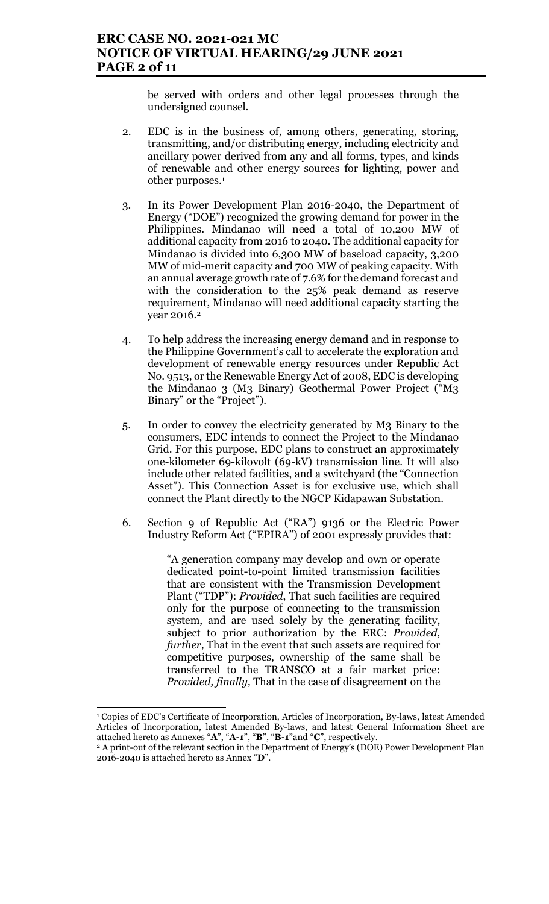be served with orders and other legal processes through the undersigned counsel.

2. EDC is in the business of, among others, generating, storing, transmitting, and/or distributing energy, including electricity and ancillary power derived from any and all forms, types, and kinds of renewable and other energy sources for lighting, power and other purposes.[1]

3. In its Power Development Plan 2016-2040, the Department of Energy ("DOE") recognized the growing demand for power in the Philippines. Mindanao will need a total of 10,200 MW of additional capacity from 2016 to 2040. The additional capacity for Mindanao is divided into 6,300 MW of baseload capacity, 3,200 MW of mid-merit capacity and 700 MW of peaking capacity. With an annual average growth rate of 7.6% for the demand forecast and with the consideration to the 25% peak demand as reserve requirement, Mindanao will need additional capacity starting the year 2016.[2]

4. To help address the increasing energy demand and in response to the Philippine Government's call to accelerate the exploration and development of renewable energy resources under Republic Act No. 9513, or the Renewable Energy Act of 2008, EDC is developing the Mindanao 3 (M3 Binary) Geothermal Power Project ("M3 Binary" or the "Project").

5. In order to convey the electricity generated by M3 Binary to the consumers, EDC intends to connect the Project to the Mindanao Grid. For this purpose, EDC plans to construct an approximately one-kilometer 69-kilovolt (69-kV) transmission line. It will also include other related facilities, and a switchyard (the "Connection Asset"). This Connection Asset is for exclusive use, which shall connect the Plant directly to the NGCP Kidapawan Substation.

6. Section 9 of Republic Act ("RA") 9136 or the Electric Power Industry Reform Act ("EPIRA") of 2001 expressly provides that:

> "A generation company may develop and own or operate dedicated point-to-point limited transmission facilities that are consistent with the Transmission Development Plant ("TDP"): *Provided*, That such facilities are required only for the purpose of connecting to the transmission system, and are used solely by the generating facility, subject to prior authorization by the ERC: *Provided, further,* That in the event that such assets are required for competitive purposes, ownership of the same shall be transferred to the TRANSCO at a fair market price: *Provided, finally,* That in the case of disagreement on the

---

[1] Copies of EDC's Certificate of Incorporation, Articles of Incorporation, By-laws, latest Amended Articles of Incorporation, latest Amended By-laws, and latest General Information Sheet are attached hereto as Annexes "**A**", "**A-1**", "**B**", "**B-1**" and "**C**", respectively.

[2] A print-out of the relevant section in the Department of Energy's (DOE) Power Development Plan 2016-2040 is attached hereto as Annex "**D**".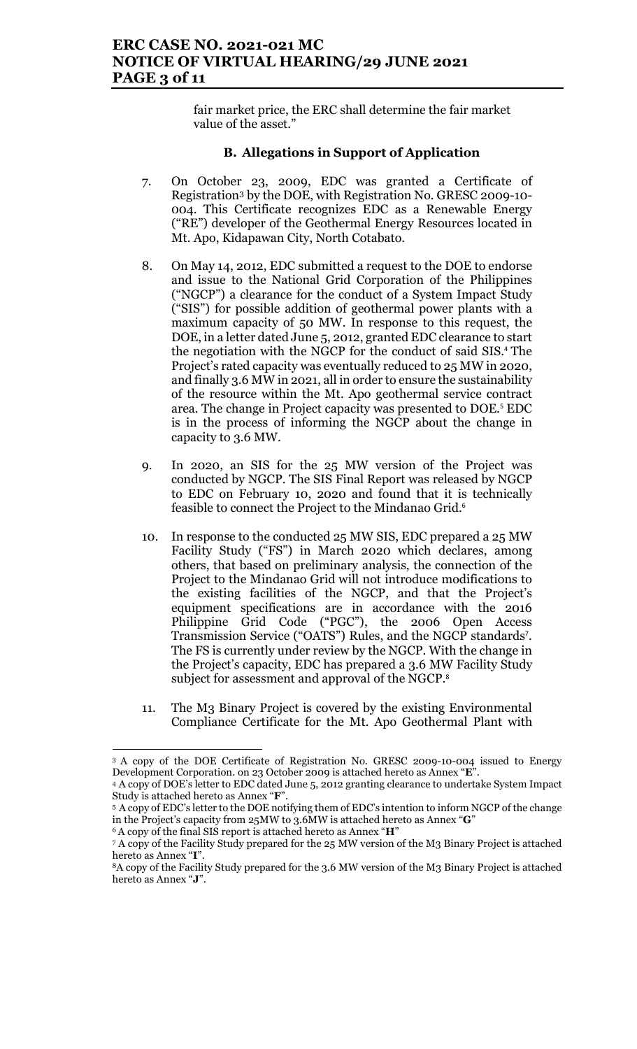fair market price, the ERC shall determine the fair market value of the asset."

### B. Allegations in Support of Application

7. On October 23, 2009, EDC was granted a Certificate of Registration[3] by the DOE, with Registration No. GRESC 2009-10-004. This Certificate recognizes EDC as a Renewable Energy ("RE") developer of the Geothermal Energy Resources located in Mt. Apo, Kidapawan City, North Cotabato.

8. On May 14, 2012, EDC submitted a request to the DOE to endorse and issue to the National Grid Corporation of the Philippines ("NGCP") a clearance for the conduct of a System Impact Study ("SIS") for possible addition of geothermal power plants with a maximum capacity of 50 MW. In response to this request, the DOE, in a letter dated June 5, 2012, granted EDC clearance to start the negotiation with the NGCP for the conduct of said SIS.[4] The Project's rated capacity was eventually reduced to 25 MW in 2020, and finally 3.6 MW in 2021, all in order to ensure the sustainability of the resource within the Mt. Apo geothermal service contract area. The change in Project capacity was presented to DOE.[5] EDC is in the process of informing the NGCP about the change in capacity to 3.6 MW.

9. In 2020, an SIS for the 25 MW version of the Project was conducted by NGCP. The SIS Final Report was released by NGCP to EDC on February 10, 2020 and found that it is technically feasible to connect the Project to the Mindanao Grid.[6]

10. In response to the conducted 25 MW SIS, EDC prepared a 25 MW Facility Study ("FS") in March 2020 which declares, among others, that based on preliminary analysis, the connection of the Project to the Mindanao Grid will not introduce modifications to the existing facilities of the NGCP, and that the Project's equipment specifications are in accordance with the 2016 Philippine Grid Code ("PGC"), the 2006 Open Access Transmission Service ("OATS") Rules, and the NGCP standards[7]. The FS is currently under review by the NGCP. With the change in the Project's capacity, EDC has prepared a 3.6 MW Facility Study subject for assessment and approval of the NGCP.[8]

11. The M3 Binary Project is covered by the existing Environmental Compliance Certificate for the Mt. Apo Geothermal Plant with

---

[3] A copy of the DOE Certificate of Registration No. GRESC 2009-10-004 issued to Energy Development Corporation. on 23 October 2009 is attached hereto as Annex "**E**".

[4] A copy of DOE's letter to EDC dated June 5, 2012 granting clearance to undertake System Impact Study is attached hereto as Annex "**F**".

[5] A copy of EDC's letter to the DOE notifying them of EDC's intention to inform NGCP of the change in the Project's capacity from 25MW to 3.6MW is attached hereto as Annex "**G**"

[6] A copy of the final SIS report is attached hereto as Annex "**H**"

[7] A copy of the Facility Study prepared for the 25 MW version of the M3 Binary Project is attached hereto as Annex "**I**".

[8] A copy of the Facility Study prepared for the 3.6 MW version of the M3 Binary Project is attached hereto as Annex "**J**".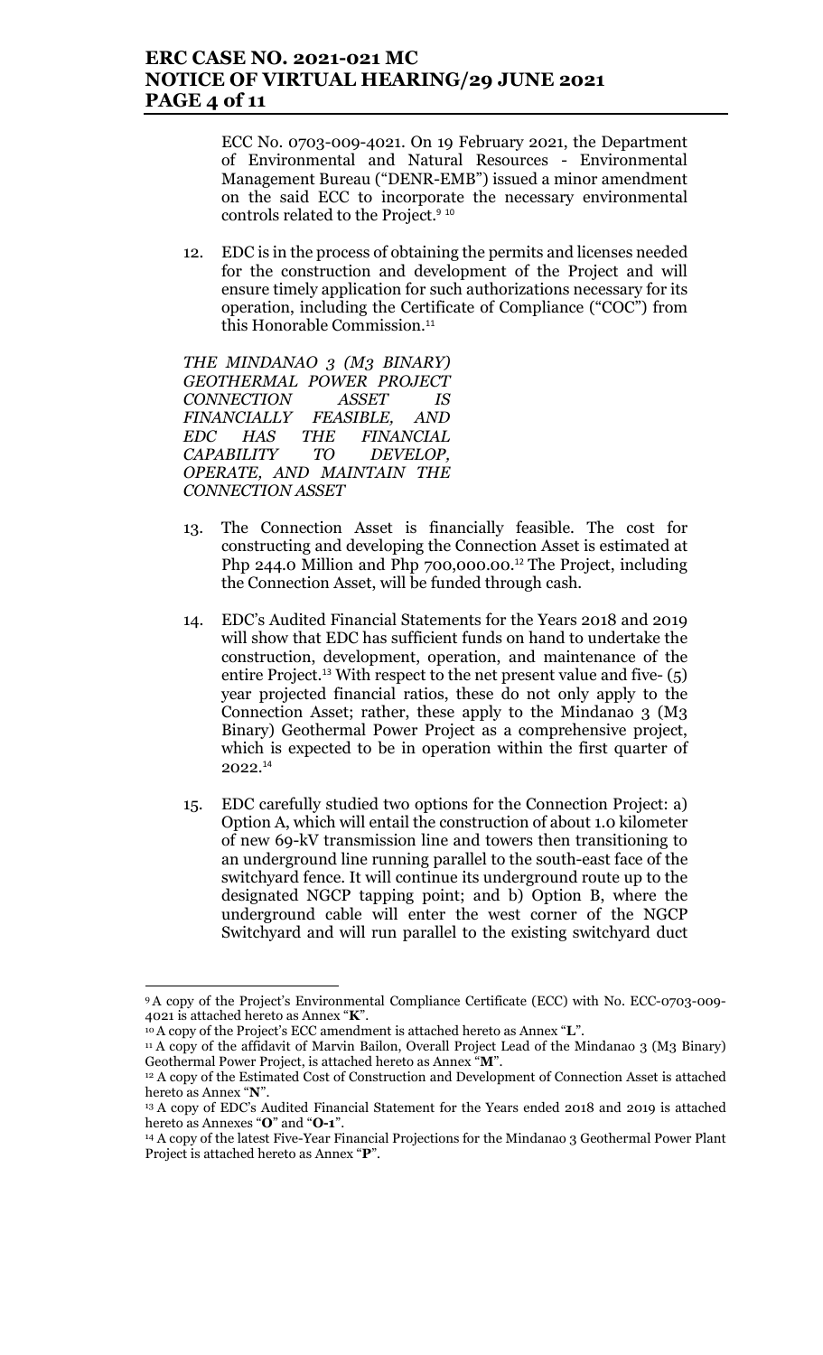ECC No. 0703-009-4021. On 19 February 2021, the Department of Environmental and Natural Resources - Environmental Management Bureau ("DENR-EMB") issued a minor amendment on the said ECC to incorporate the necessary environmental controls related to the Project.[9] [10]

12. EDC is in the process of obtaining the permits and licenses needed for the construction and development of the Project and will ensure timely application for such authorizations necessary for its operation, including the Certificate of Compliance ("COC") from this Honorable Commission.[11]

*THE MINDANAO 3 (M3 BINARY) GEOTHERMAL POWER PROJECT CONNECTION ASSET IS FINANCIALLY FEASIBLE, AND EDC HAS THE FINANCIAL CAPABILITY TO DEVELOP, OPERATE, AND MAINTAIN THE CONNECTION ASSET*

13. The Connection Asset is financially feasible. The cost for constructing and developing the Connection Asset is estimated at Php 244.0 Million and Php 700,000.00.[12] The Project, including the Connection Asset, will be funded through cash.

14. EDC's Audited Financial Statements for the Years 2018 and 2019 will show that EDC has sufficient funds on hand to undertake the construction, development, operation, and maintenance of the entire Project.[13] With respect to the net present value and five- (5) year projected financial ratios, these do not only apply to the Connection Asset; rather, these apply to the Mindanao 3 (M3 Binary) Geothermal Power Project as a comprehensive project, which is expected to be in operation within the first quarter of 2022.[14]

15. EDC carefully studied two options for the Connection Project: a) Option A, which will entail the construction of about 1.0 kilometer of new 69-kV transmission line and towers then transitioning to an underground line running parallel to the south-east face of the switchyard fence. It will continue its underground route up to the designated NGCP tapping point; and b) Option B, where the underground cable will enter the west corner of the NGCP Switchyard and will run parallel to the existing switchyard duct

---

[9] A copy of the Project's Environmental Compliance Certificate (ECC) with No. ECC-0703-009-4021 is attached hereto as Annex "**K**".

[10] A copy of the Project's ECC amendment is attached hereto as Annex "**L**".

[11] A copy of the affidavit of Marvin Bailon, Overall Project Lead of the Mindanao 3 (M3 Binary) Geothermal Power Project, is attached hereto as Annex "**M**".

[12] A copy of the Estimated Cost of Construction and Development of Connection Asset is attached hereto as Annex "**N**".

[13] A copy of EDC's Audited Financial Statement for the Years ended 2018 and 2019 is attached hereto as Annexes "**O**" and "**O-1**".

[14] A copy of the latest Five-Year Financial Projections for the Mindanao 3 Geothermal Power Plant Project is attached hereto as Annex "**P**".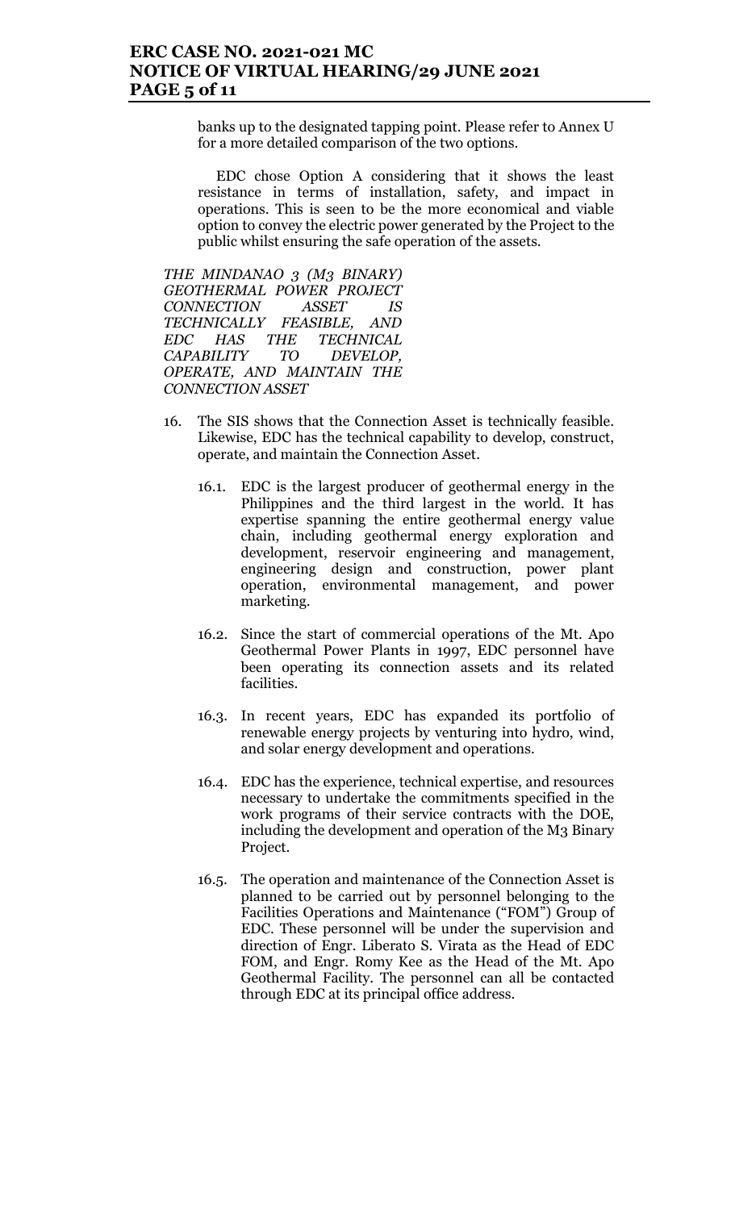banks up to the designated tapping point. Please refer to Annex U for a more detailed comparison of the two options.

EDC chose Option A considering that it shows the least resistance in terms of installation, safety, and impact in operations. This is seen to be the more economical and viable option to convey the electric power generated by the Project to the public whilst ensuring the safe operation of the assets.

*THE MINDANAO 3 (M3 BINARY) GEOTHERMAL POWER PROJECT CONNECTION ASSET IS TECHNICALLY FEASIBLE, AND EDC HAS THE TECHNICAL CAPABILITY TO DEVELOP, OPERATE, AND MAINTAIN THE CONNECTION ASSET*

16. The SIS shows that the Connection Asset is technically feasible. Likewise, EDC has the technical capability to develop, construct, operate, and maintain the Connection Asset.

    16.1. EDC is the largest producer of geothermal energy in the Philippines and the third largest in the world. It has expertise spanning the entire geothermal energy value chain, including geothermal energy exploration and development, reservoir engineering and management, engineering design and construction, power plant operation, environmental management, and power marketing.

    16.2. Since the start of commercial operations of the Mt. Apo Geothermal Power Plants in 1997, EDC personnel have been operating its connection assets and its related facilities.

    16.3. In recent years, EDC has expanded its portfolio of renewable energy projects by venturing into hydro, wind, and solar energy development and operations.

    16.4. EDC has the experience, technical expertise, and resources necessary to undertake the commitments specified in the work programs of their service contracts with the DOE, including the development and operation of the M3 Binary Project.

    16.5. The operation and maintenance of the Connection Asset is planned to be carried out by personnel belonging to the Facilities Operations and Maintenance ("FOM") Group of EDC. These personnel will be under the supervision and direction of Engr. Liberato S. Virata as the Head of EDC FOM, and Engr. Romy Kee as the Head of the Mt. Apo Geothermal Facility. The personnel can all be contacted through EDC at its principal office address.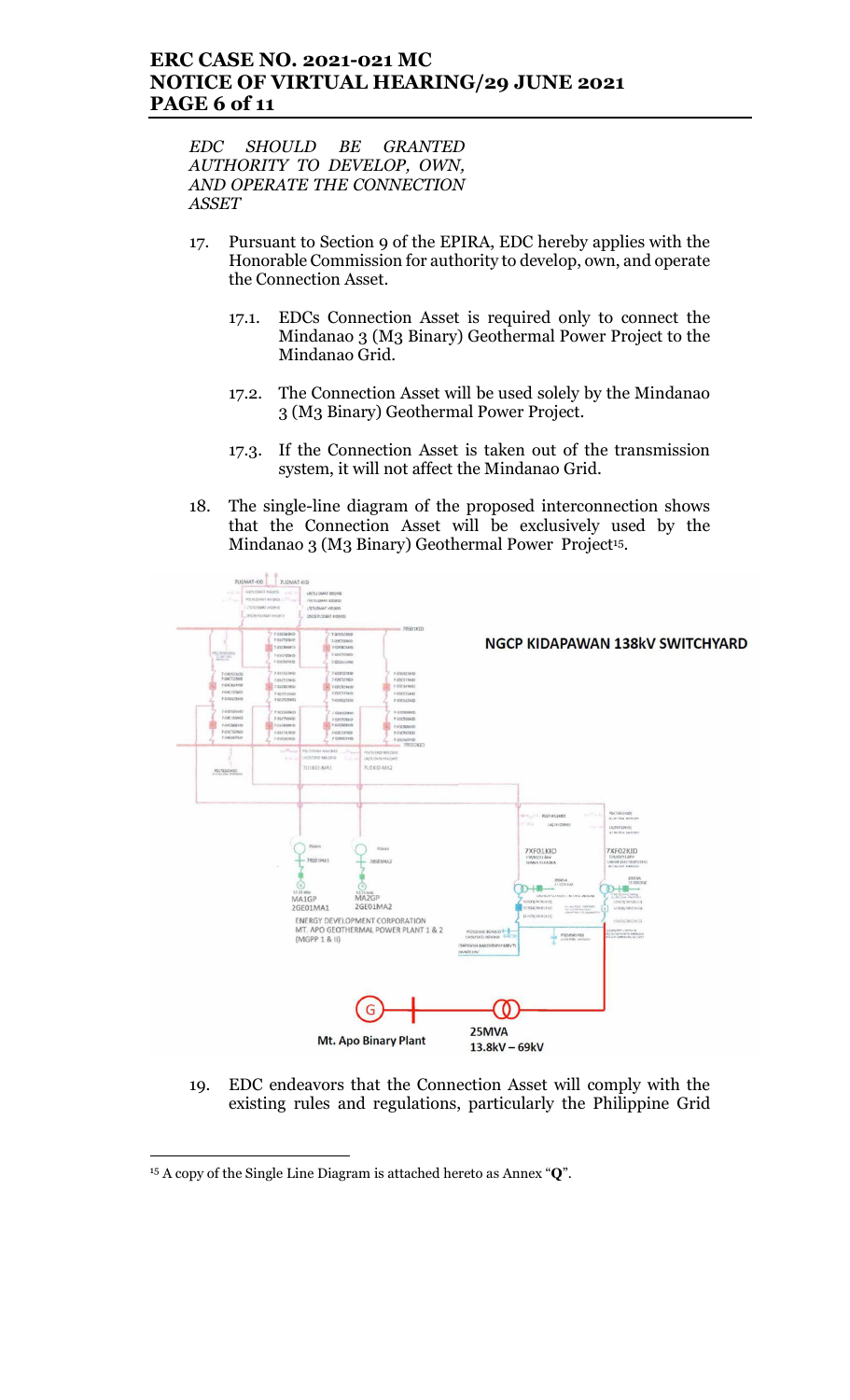*EDC SHOULD BE GRANTED AUTHORITY TO DEVELOP, OWN, AND OPERATE THE CONNECTION ASSET*

17. Pursuant to Section 9 of the EPIRA, EDC hereby applies with the Honorable Commission for authority to develop, own, and operate the Connection Asset.

    17.1. EDCs Connection Asset is required only to connect the Mindanao 3 (M3 Binary) Geothermal Power Project to the Mindanao Grid.

    17.2. The Connection Asset will be used solely by the Mindanao 3 (M3 Binary) Geothermal Power Project.

    17.3. If the Connection Asset is taken out of the transmission system, it will not affect the Mindanao Grid.

18. The single-line diagram of the proposed interconnection shows that the Connection Asset will be exclusively used by the Mindanao 3 (M3 Binary) Geothermal Power Project[15].

NGCP KIDAPAWAN 138kV SWITCHYARD

ENERGY DEVELOPMENT CORPORATION MT. APO GEOTHERMAL POWER PLANT 1 & 2 (MGPP 1 & II)

Mt. Apo Binary Plant

25MVA 13.8kV – 69kV

19. EDC endeavors that the Connection Asset will comply with the existing rules and regulations, particularly the Philippine Grid

---

[15] A copy of the Single Line Diagram is attached hereto as Annex "**Q**".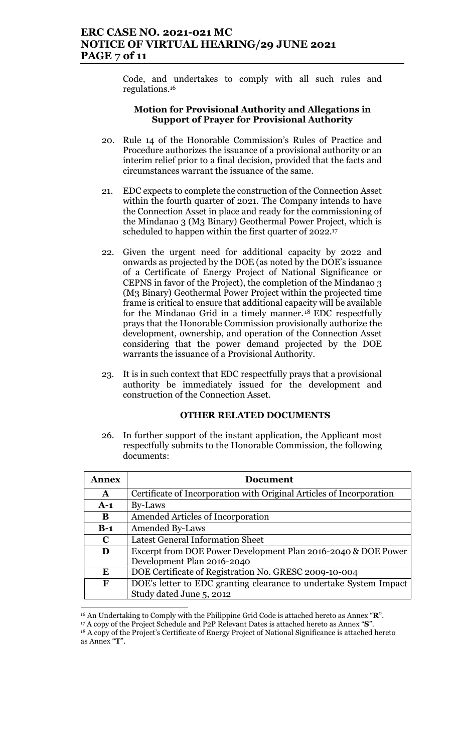Code, and undertakes to comply with all such rules and regulations.[16]

**Motion for Provisional Authority and Allegations in Support of Prayer for Provisional Authority**

20. Rule 14 of the Honorable Commission's Rules of Practice and Procedure authorizes the issuance of a provisional authority or an interim relief prior to a final decision, provided that the facts and circumstances warrant the issuance of the same.

21. EDC expects to complete the construction of the Connection Asset within the fourth quarter of 2021. The Company intends to have the Connection Asset in place and ready for the commissioning of the Mindanao 3 (M3 Binary) Geothermal Power Project, which is scheduled to happen within the first quarter of 2022.[17]

22. Given the urgent need for additional capacity by 2022 and onwards as projected by the DOE (as noted by the DOE's issuance of a Certificate of Energy Project of National Significance or CEPNS in favor of the Project), the completion of the Mindanao 3 (M3 Binary) Geothermal Power Project within the projected time frame is critical to ensure that additional capacity will be available for the Mindanao Grid in a timely manner.[18] EDC respectfully prays that the Honorable Commission provisionally authorize the development, ownership, and operation of the Connection Asset considering that the power demand projected by the DOE warrants the issuance of a Provisional Authority.

23. It is in such context that EDC respectfully prays that a provisional authority be immediately issued for the development and construction of the Connection Asset.

**OTHER RELATED DOCUMENTS**

26. In further support of the instant application, the Applicant most respectfully submits to the Honorable Commission, the following documents:

| Annex | Document |
|---|---|
| **A** | Certificate of Incorporation with Original Articles of Incorporation |
| **A-1** | By-Laws |
| **B** | Amended Articles of Incorporation |
| **B-1** | Amended By-Laws |
| **C** | Latest General Information Sheet |
| **D** | Excerpt from DOE Power Development Plan 2016-2040 & DOE Power Development Plan 2016-2040 |
| **E** | DOE Certificate of Registration No. GRESC 2009-10-004 |
| **F** | DOE's letter to EDC granting clearance to undertake System Impact Study dated June 5, 2012 |

[16] An Undertaking to Comply with the Philippine Grid Code is attached hereto as Annex "**R**".

[17] A copy of the Project Schedule and P2P Relevant Dates is attached hereto as Annex "**S**".

[18] A copy of the Project's Certificate of Energy Project of National Significance is attached hereto as Annex "**T**".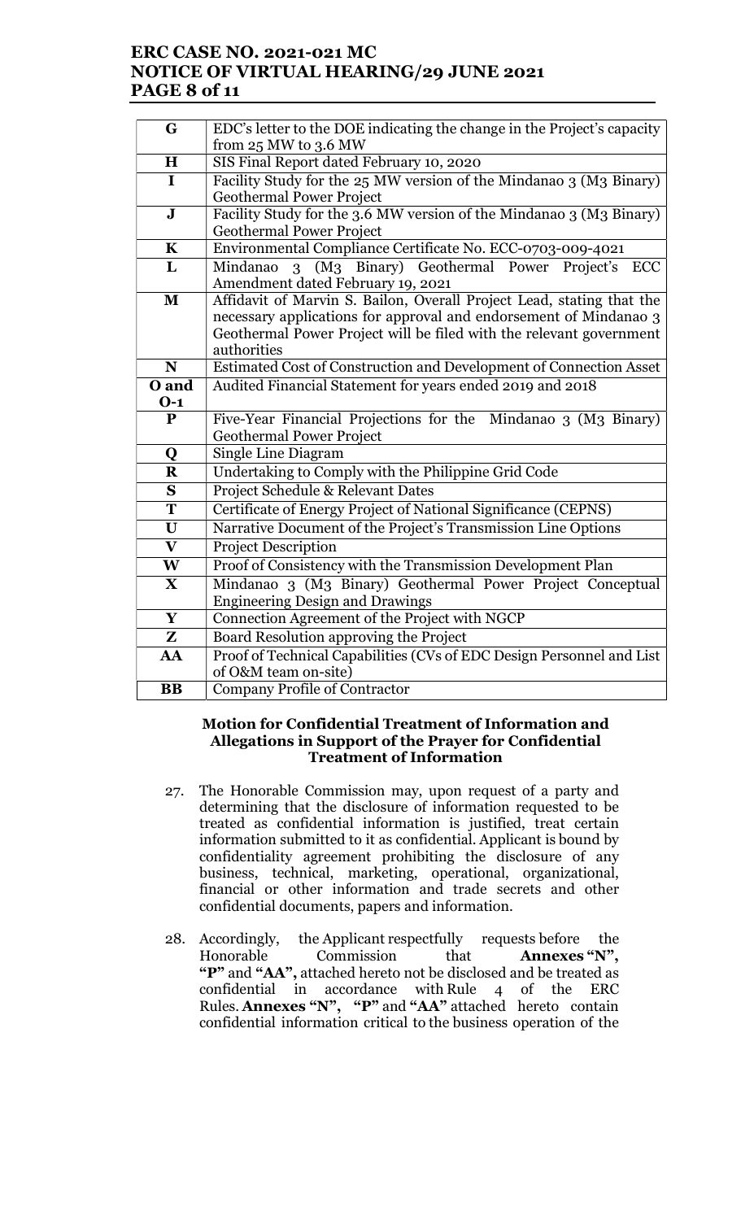| | |
|---|---|
| **G** | EDC's letter to the DOE indicating the change in the Project's capacity from 25 MW to 3.6 MW |
| **H** | SIS Final Report dated February 10, 2020 |
| **I** | Facility Study for the 25 MW version of the Mindanao 3 (M3 Binary) Geothermal Power Project |
| **J** | Facility Study for the 3.6 MW version of the Mindanao 3 (M3 Binary) Geothermal Power Project |
| **K** | Environmental Compliance Certificate No. ECC-0703-009-4021 |
| **L** | Mindanao 3 (M3 Binary) Geothermal Power Project's ECC Amendment dated February 19, 2021 |
| **M** | Affidavit of Marvin S. Bailon, Overall Project Lead, stating that the necessary applications for approval and endorsement of Mindanao 3 Geothermal Power Project will be filed with the relevant government authorities |
| **N** | Estimated Cost of Construction and Development of Connection Asset |
| **O and O-1** | Audited Financial Statement for years ended 2019 and 2018 |
| **P** | Five-Year Financial Projections for the Mindanao 3 (M3 Binary) Geothermal Power Project |
| **Q** | Single Line Diagram |
| **R** | Undertaking to Comply with the Philippine Grid Code |
| **S** | Project Schedule & Relevant Dates |
| **T** | Certificate of Energy Project of National Significance (CEPNS) |
| **U** | Narrative Document of the Project's Transmission Line Options |
| **V** | Project Description |
| **W** | Proof of Consistency with the Transmission Development Plan |
| **X** | Mindanao 3 (M3 Binary) Geothermal Power Project Conceptual Engineering Design and Drawings |
| **Y** | Connection Agreement of the Project with NGCP |
| **Z** | Board Resolution approving the Project |
| **AA** | Proof of Technical Capabilities (CVs of EDC Design Personnel and List of O&M team on-site) |
| **BB** | Company Profile of Contractor |

**Motion for Confidential Treatment of Information and Allegations in Support of the Prayer for Confidential Treatment of Information**

27. The Honorable Commission may, upon request of a party and determining that the disclosure of information requested to be treated as confidential information is justified, treat certain information submitted to it as confidential. Applicant is bound by confidentiality agreement prohibiting the disclosure of any business, technical, marketing, operational, organizational, financial or other information and trade secrets and other confidential documents, papers and information.

28. Accordingly, the Applicant respectfully requests before the Honorable Commission that **Annexes "N", "P"** and **"AA",** attached hereto not be disclosed and be treated as confidential in accordance with Rule 4 of the ERC Rules. **Annexes "N", "P"** and **"AA"** attached hereto contain confidential information critical to the business operation of the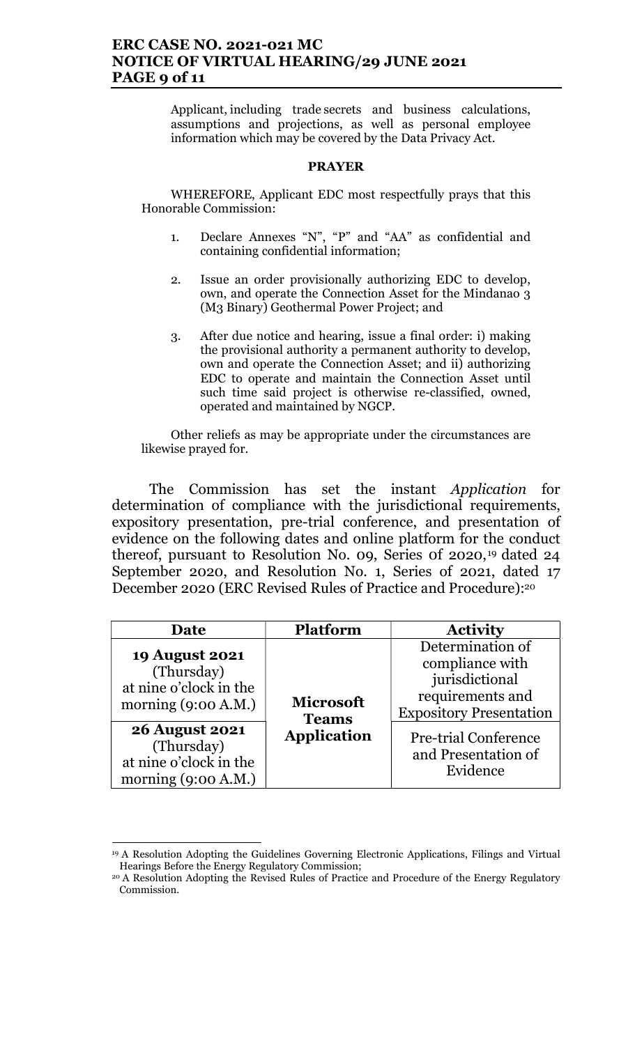Applicant, including trade secrets and business calculations, assumptions and projections, as well as personal employee information which may be covered by the Data Privacy Act.

**PRAYER**

WHEREFORE, Applicant EDC most respectfully prays that this Honorable Commission:

1. Declare Annexes "N", "P" and "AA" as confidential and containing confidential information;
2. Issue an order provisionally authorizing EDC to develop, own, and operate the Connection Asset for the Mindanao 3 (M3 Binary) Geothermal Power Project; and
3. After due notice and hearing, issue a final order: i) making the provisional authority a permanent authority to develop, own and operate the Connection Asset; and ii) authorizing EDC to operate and maintain the Connection Asset until such time said project is otherwise re-classified, owned, operated and maintained by NGCP.

Other reliefs as may be appropriate under the circumstances are likewise prayed for.

The Commission has set the instant *Application* for determination of compliance with the jurisdictional requirements, expository presentation, pre-trial conference, and presentation of evidence on the following dates and online platform for the conduct thereof, pursuant to Resolution No. 09, Series of 2020,[19] dated 24 September 2020, and Resolution No. 1, Series of 2021, dated 17 December 2020 (ERC Revised Rules of Practice and Procedure):[20]

| Date | Platform | Activity |
|---|---|---|
| **19 August 2021** (Thursday) at nine o'clock in the morning (9:00 A.M.) | **Microsoft Teams Application** | Determination of compliance with jurisdictional requirements and Expository Presentation |
| **26 August 2021** (Thursday) at nine o'clock in the morning (9:00 A.M.) | | Pre-trial Conference and Presentation of Evidence |

[19] A Resolution Adopting the Guidelines Governing Electronic Applications, Filings and Virtual Hearings Before the Energy Regulatory Commission;

[20] A Resolution Adopting the Revised Rules of Practice and Procedure of the Energy Regulatory Commission.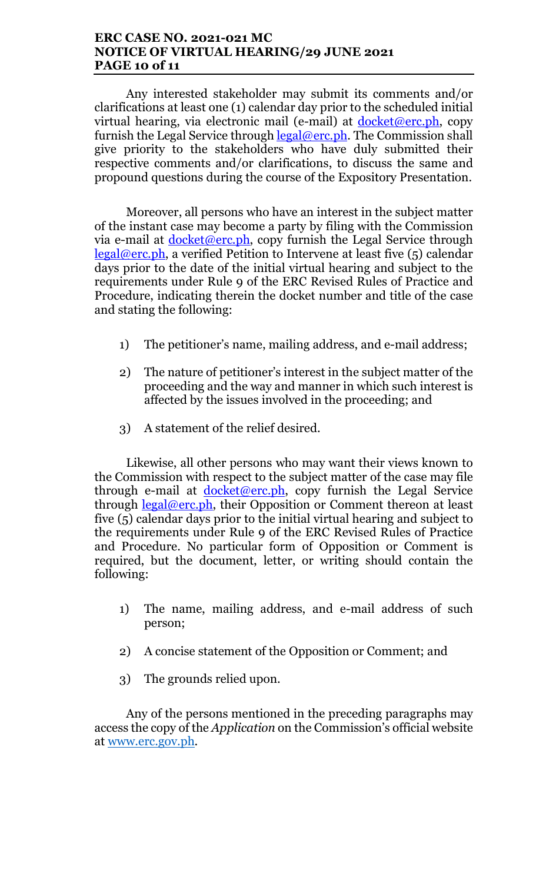Any interested stakeholder may submit its comments and/or clarifications at least one (1) calendar day prior to the scheduled initial virtual hearing, via electronic mail (e-mail) at docket@erc.ph, copy furnish the Legal Service through legal@erc.ph. The Commission shall give priority to the stakeholders who have duly submitted their respective comments and/or clarifications, to discuss the same and propound questions during the course of the Expository Presentation.

Moreover, all persons who have an interest in the subject matter of the instant case may become a party by filing with the Commission via e-mail at docket@erc.ph, copy furnish the Legal Service through legal@erc.ph, a verified Petition to Intervene at least five (5) calendar days prior to the date of the initial virtual hearing and subject to the requirements under Rule 9 of the ERC Revised Rules of Practice and Procedure, indicating therein the docket number and title of the case and stating the following:

1) The petitioner's name, mailing address, and e-mail address;

2) The nature of petitioner's interest in the subject matter of the proceeding and the way and manner in which such interest is affected by the issues involved in the proceeding; and

3) A statement of the relief desired.

Likewise, all other persons who may want their views known to the Commission with respect to the subject matter of the case may file through e-mail at docket@erc.ph, copy furnish the Legal Service through legal@erc.ph, their Opposition or Comment thereon at least five (5) calendar days prior to the initial virtual hearing and subject to the requirements under Rule 9 of the ERC Revised Rules of Practice and Procedure. No particular form of Opposition or Comment is required, but the document, letter, or writing should contain the following:

1) The name, mailing address, and e-mail address of such person;

2) A concise statement of the Opposition or Comment; and

3) The grounds relied upon.

Any of the persons mentioned in the preceding paragraphs may access the copy of the *Application* on the Commission's official website at www.erc.gov.ph.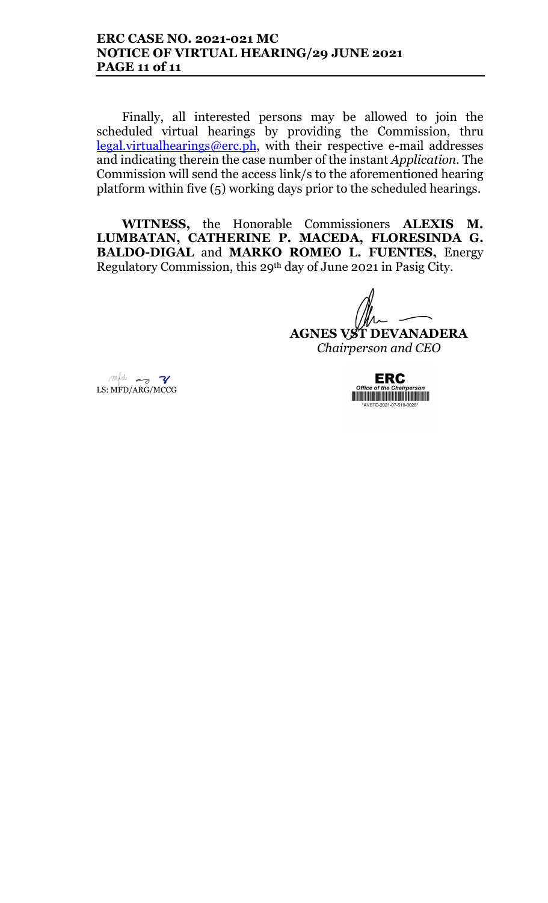Finally, all interested persons may be allowed to join the scheduled virtual hearings by providing the Commission, thru legal.virtualhearings@erc.ph, with their respective e-mail addresses and indicating therein the case number of the instant *Application*. The Commission will send the access link/s to the aforementioned hearing platform within five (5) working days prior to the scheduled hearings.

**WITNESS,** the Honorable Commissioners **ALEXIS M. LUMBATAN, CATHERINE P. MACEDA, FLORESINDA G. BALDO-DIGAL** and **MARKO ROMEO L. FUENTES,** Energy Regulatory Commission, this 29th day of June 2021 in Pasig City.

**AGNES VST DEVANADERA**
*Chairperson and CEO*

LS: MFD/ARG/MCCG

ERC
*Office of the Chairperson*
*AVSTD-2021-07-510-0028*